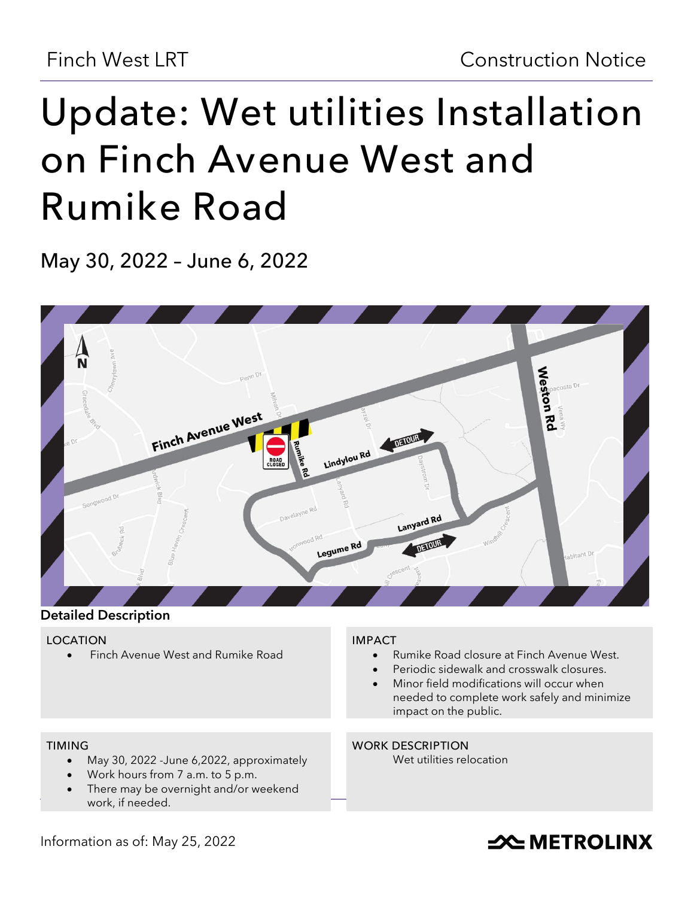Finch West LRT

Construction Notice

# Update: Wet utilities Installation on Finch Avenue West and Rumike Road

May 30, 2022 – June 6, 2022

## Detailed Description

**LOCATION**

- Finch Avenue West and Rumike Road

**IMPACT**

- Rumike Road closure at Finch Avenue West.
- Periodic sidewalk and crosswalk closures.
- Minor field modifications will occur when needed to complete work safely and minimize impact on the public.

**TIMING**

- May 30, 2022 -June 6,2022, approximately
- Work hours from 7 a.m. to 5 p.m.
- There may be overnight and/or weekend work, if needed.

**WORK DESCRIPTION**

Wet utilities relocation

Information as of: May 25, 2022

METROLINX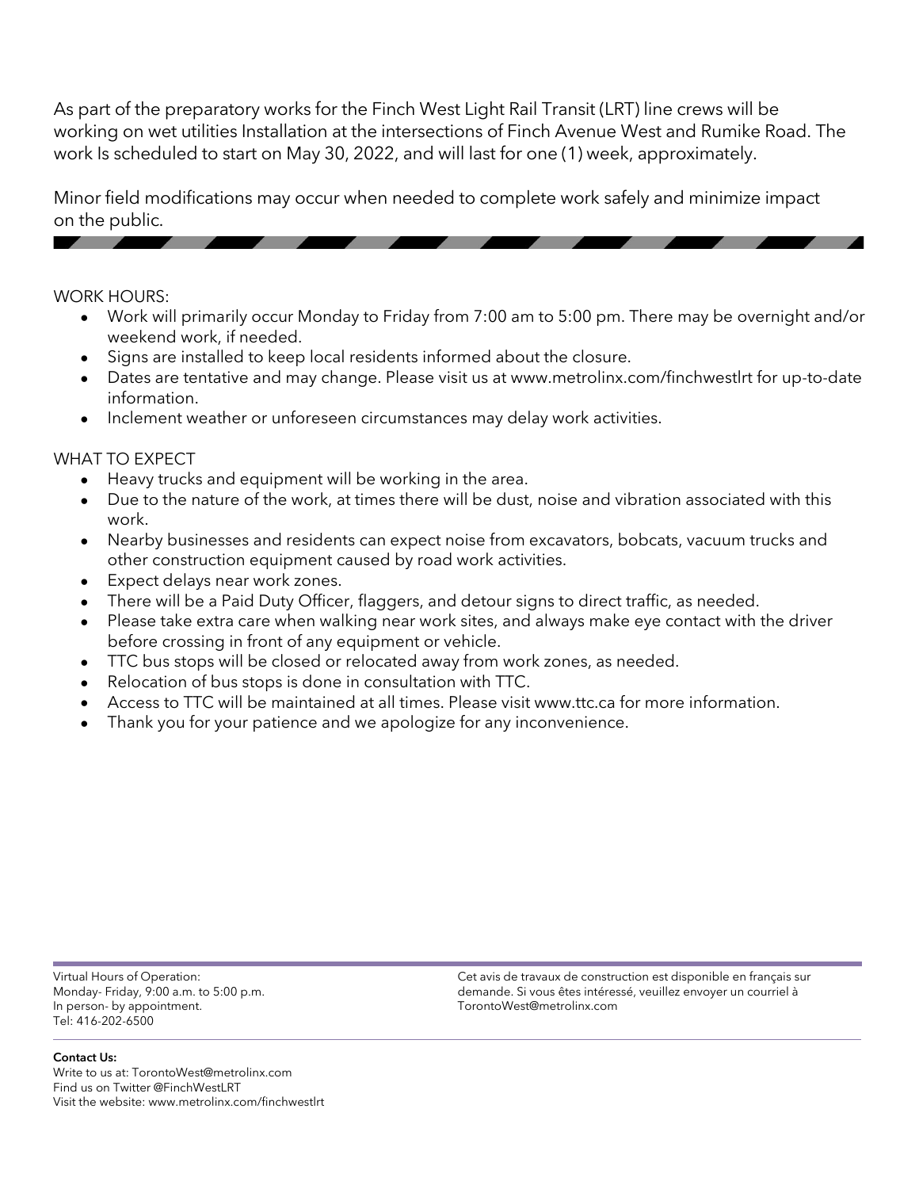As part of the preparatory works for the Finch West Light Rail Transit (LRT) line crews will be working on wet utilities Installation at the intersections of Finch Avenue West and Rumike Road. The work Is scheduled to start on May 30, 2022, and will last for one (1) week, approximately.

Minor field modifications may occur when needed to complete work safely and minimize impact on the public.

WORK HOURS:

- Work will primarily occur Monday to Friday from 7:00 am to 5:00 pm. There may be overnight and/or weekend work, if needed.
- Signs are installed to keep local residents informed about the closure.
- Dates are tentative and may change. Please visit us at www.metrolinx.com/finchwestlrt for up-to-date information.
- Inclement weather or unforeseen circumstances may delay work activities.

WHAT TO EXPECT

- Heavy trucks and equipment will be working in the area.
- Due to the nature of the work, at times there will be dust, noise and vibration associated with this work.
- Nearby businesses and residents can expect noise from excavators, bobcats, vacuum trucks and other construction equipment caused by road work activities.
- Expect delays near work zones.
- There will be a Paid Duty Officer, flaggers, and detour signs to direct traffic, as needed.
- Please take extra care when walking near work sites, and always make eye contact with the driver before crossing in front of any equipment or vehicle.
- TTC bus stops will be closed or relocated away from work zones, as needed.
- Relocation of bus stops is done in consultation with TTC.
- Access to TTC will be maintained at all times. Please visit www.ttc.ca for more information.
- Thank you for your patience and we apologize for any inconvenience.

Virtual Hours of Operation:
Monday- Friday, 9:00 a.m. to 5:00 p.m.
In person- by appointment.
Tel: 416-202-6500

Cet avis de travaux de construction est disponible en français sur demande. Si vous êtes intéressé, veuillez envoyer un courriel à TorontoWest@metrolinx.com

**Contact Us:**
Write to us at: TorontoWest@metrolinx.com
Find us on Twitter @FinchWestLRT
Visit the website: www.metrolinx.com/finchwestlrt